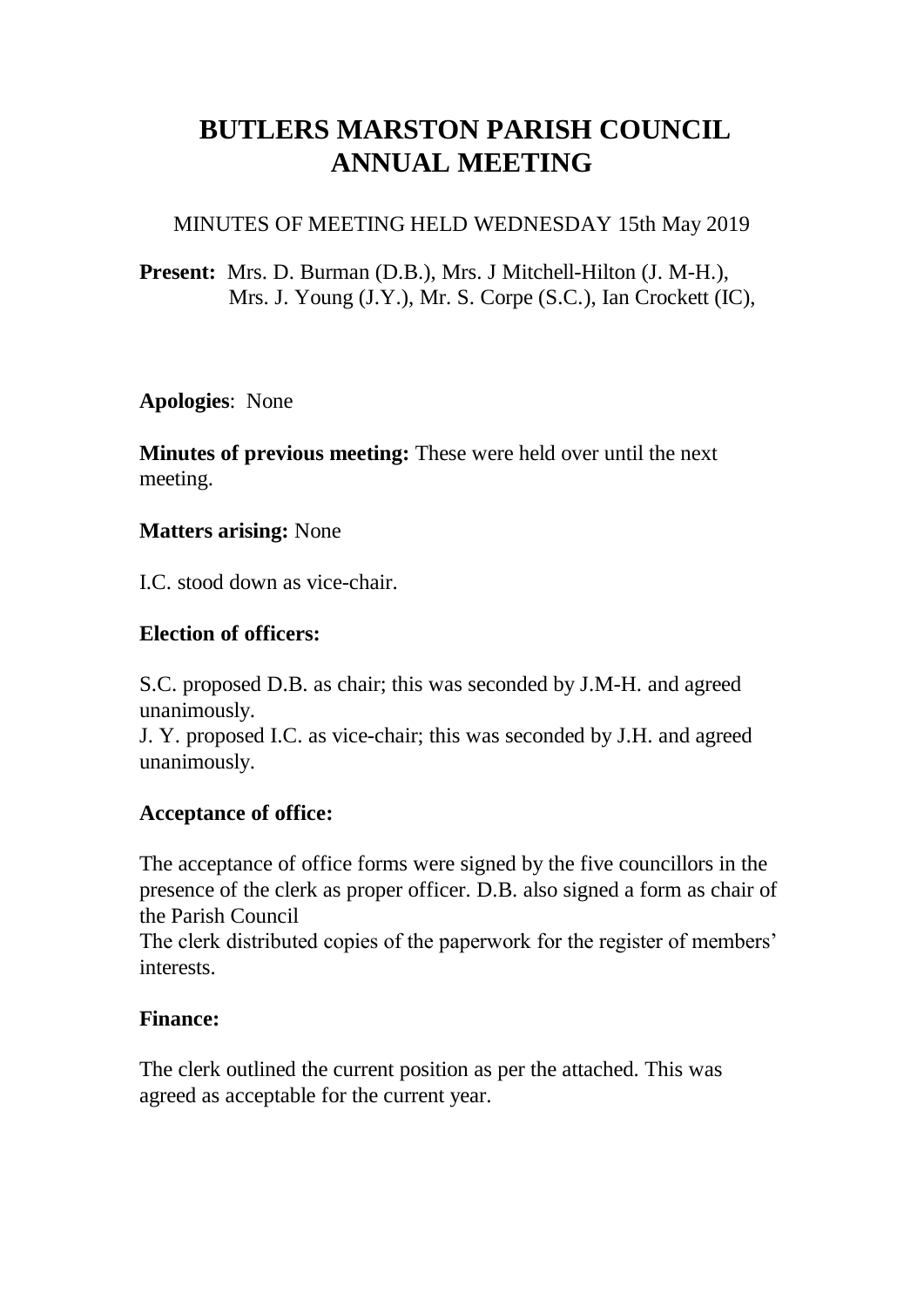# BUTLERS MARSTON PARISH COUNCIL ANNUAL MEETING

MINUTES OF MEETING HELD WEDNESDAY 15th May 2019

**Present:** Mrs. D. Burman (D.B.), Mrs. J Mitchell-Hilton (J. M-H.), Mrs. J. Young (J.Y.), Mr. S. Corpe (S.C.), Ian Crockett (IC),

**Apologies**: None

**Minutes of previous meeting:** These were held over until the next meeting.

**Matters arising:** None

I.C. stood down as vice-chair.

**Election of officers:**

S.C. proposed D.B. as chair; this was seconded by J.M-H. and agreed unanimously.
J. Y. proposed I.C. as vice-chair; this was seconded by J.H. and agreed unanimously.

**Acceptance of office:**

The acceptance of office forms were signed by the five councillors in the presence of the clerk as proper officer. D.B. also signed a form as chair of the Parish Council
The clerk distributed copies of the paperwork for the register of members' interests.

**Finance:**

The clerk outlined the current position as per the attached. This was agreed as acceptable for the current year.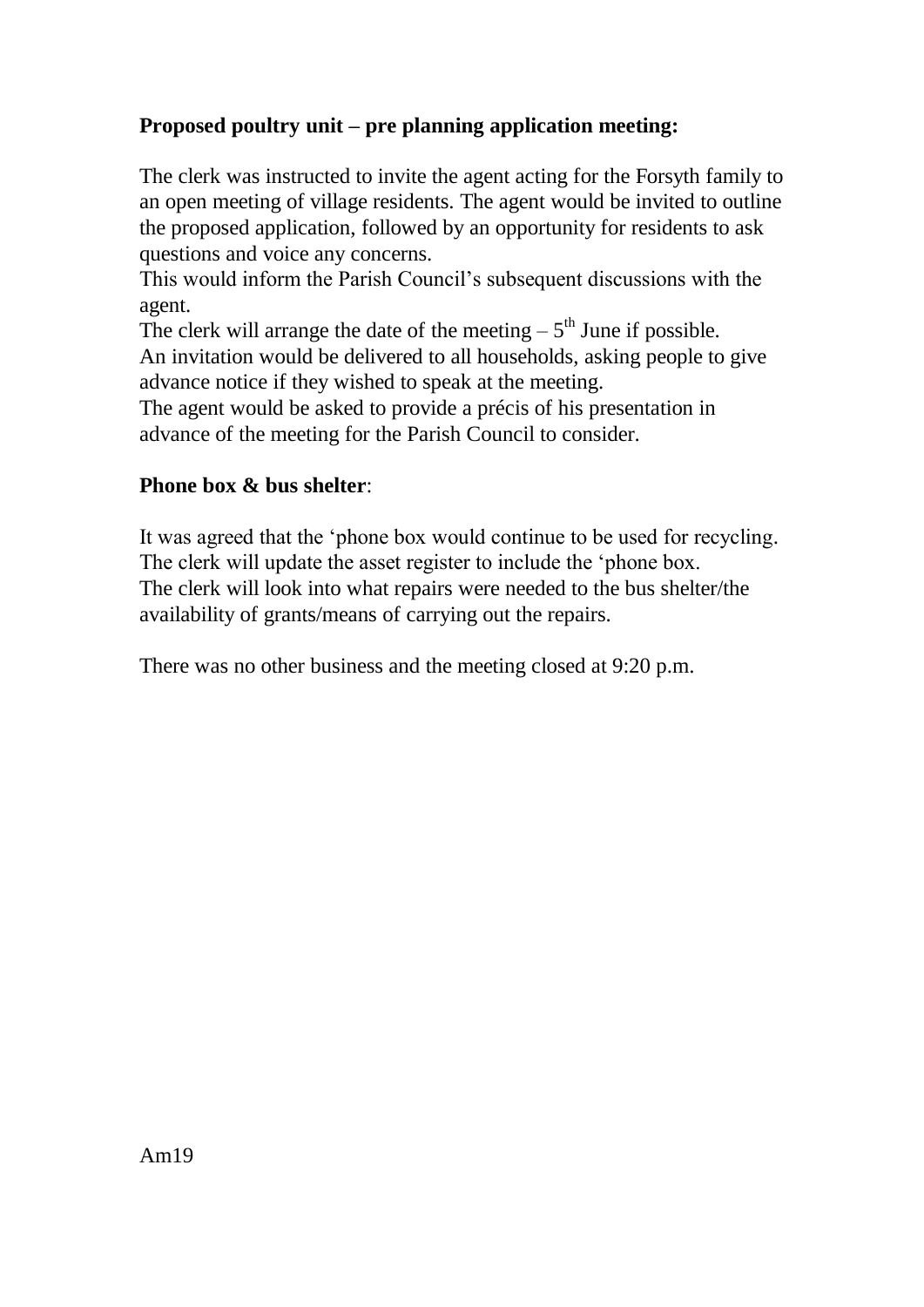**Proposed poultry unit – pre planning application meeting:**

The clerk was instructed to invite the agent acting for the Forsyth family to an open meeting of village residents. The agent would be invited to outline the proposed application, followed by an opportunity for residents to ask questions and voice any concerns.
This would inform the Parish Council's subsequent discussions with the agent.
The clerk will arrange the date of the meeting – 5th June if possible.
An invitation would be delivered to all households, asking people to give advance notice if they wished to speak at the meeting.
The agent would be asked to provide a précis of his presentation in advance of the meeting for the Parish Council to consider.

**Phone box & bus shelter**:

It was agreed that the 'phone box would continue to be used for recycling.
The clerk will update the asset register to include the 'phone box.
The clerk will look into what repairs were needed to the bus shelter/the availability of grants/means of carrying out the repairs.

There was no other business and the meeting closed at 9:20 p.m.

Am19